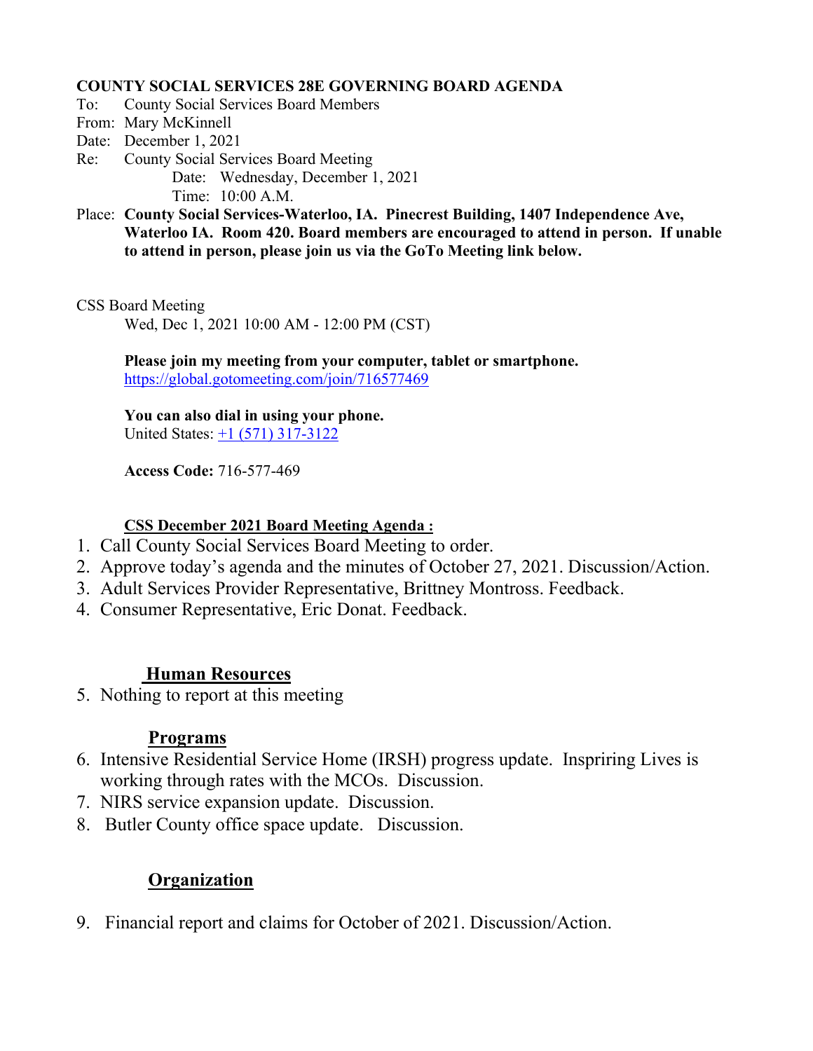**COUNTY SOCIAL SERVICES 28E GOVERNING BOARD AGENDA**

To: County Social Services Board Members
From: Mary McKinnell
Date: December 1, 2021
Re: County Social Services Board Meeting
    Date: Wednesday, December 1, 2021
    Time: 10:00 A.M.

Place: **County Social Services-Waterloo, IA. Pinecrest Building, 1407 Independence Ave, Waterloo IA. Room 420. Board members are encouraged to attend in person. If unable to attend in person, please join us via the GoTo Meeting link below.**

CSS Board Meeting
Wed, Dec 1, 2021 10:00 AM - 12:00 PM (CST)

**Please join my meeting from your computer, tablet or smartphone.**
https://global.gotomeeting.com/join/716577469

**You can also dial in using your phone.**
United States: +1 (571) 317-3122

**Access Code:** 716-577-469

**CSS December 2021 Board Meeting Agenda :**

1. Call County Social Services Board Meeting to order.
2. Approve today's agenda and the minutes of October 27, 2021. Discussion/Action.
3. Adult Services Provider Representative, Brittney Montross. Feedback.
4. Consumer Representative, Eric Donat. Feedback.

## Human Resources

5. Nothing to report at this meeting

## Programs

6. Intensive Residential Service Home (IRSH) progress update. Inspriring Lives is working through rates with the MCOs. Discussion.
7. NIRS service expansion update. Discussion.
8. Butler County office space update. Discussion.

## Organization

9. Financial report and claims for October of 2021. Discussion/Action.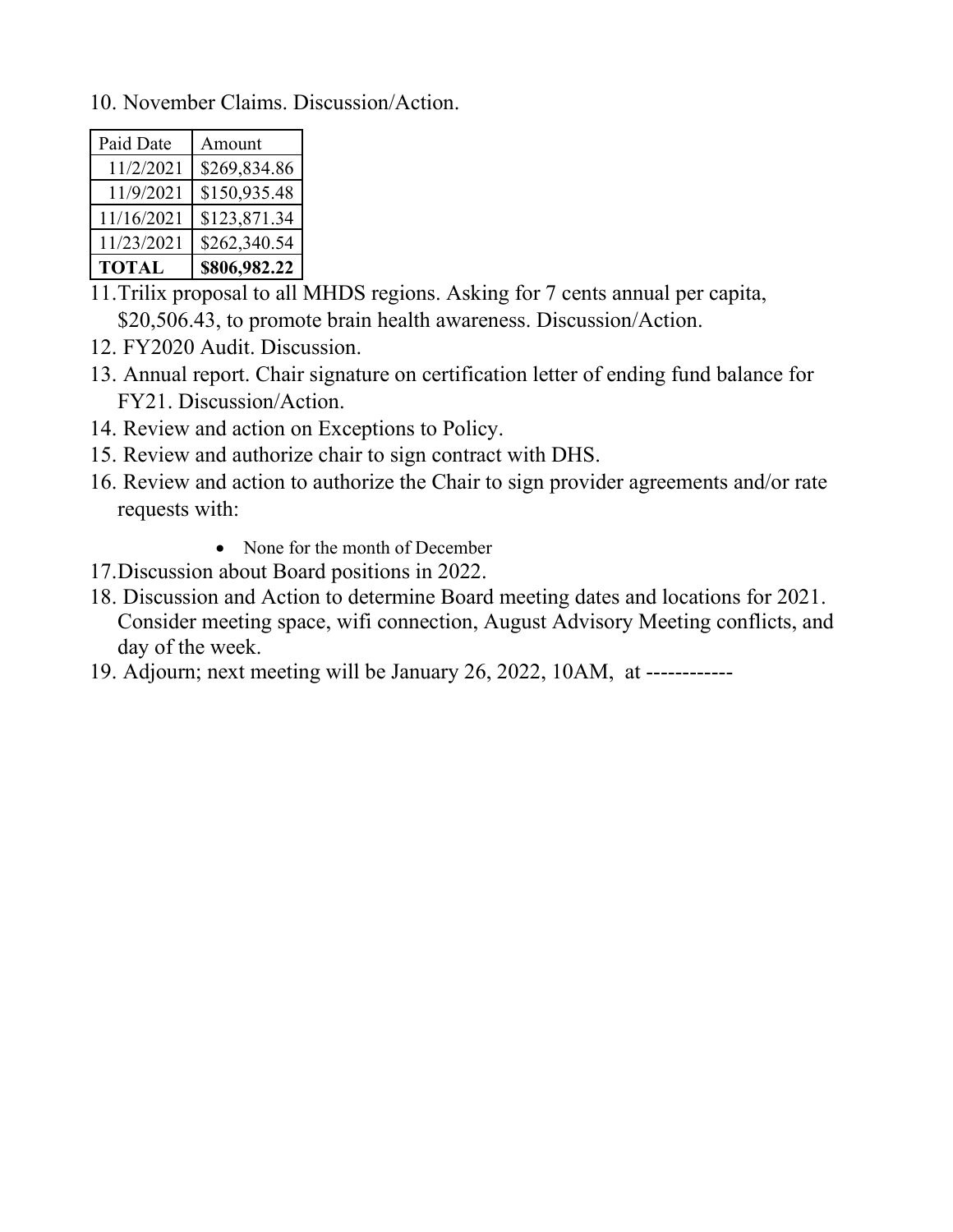10. November Claims. Discussion/Action.

| Paid Date | Amount |
|---|---|
| 11/2/2021 | $269,834.86 |
| 11/9/2021 | $150,935.48 |
| 11/16/2021 | $123,871.34 |
| 11/23/2021 | $262,340.54 |
| **TOTAL** | **$806,982.22** |

11. Trilix proposal to all MHDS regions. Asking for 7 cents annual per capita, $20,506.43, to promote brain health awareness. Discussion/Action.
12. FY2020 Audit. Discussion.
13. Annual report. Chair signature on certification letter of ending fund balance for FY21. Discussion/Action.
14. Review and action on Exceptions to Policy.
15. Review and authorize chair to sign contract with DHS.
16. Review and action to authorize the Chair to sign provider agreements and/or rate requests with:
    - None for the month of December
17. Discussion about Board positions in 2022.
18. Discussion and Action to determine Board meeting dates and locations for 2021. Consider meeting space, wifi connection, August Advisory Meeting conflicts, and day of the week.
19. Adjourn; next meeting will be January 26, 2022, 10AM, at ------------